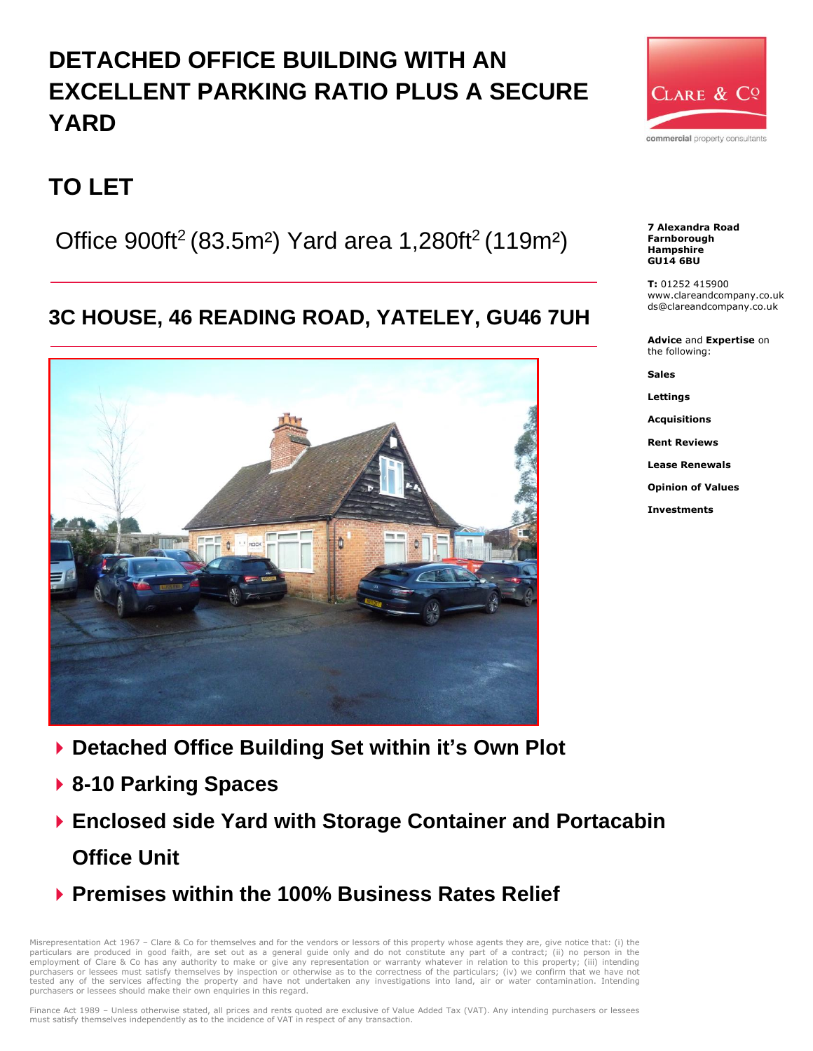# DETACHED OFFICE BUILDING WITH AN EXCELLENT PARKING RATIO PLUS A SECURE YARD

## TO LET

Office 900ft$^2$ (83.5m²) Yard area 1,280ft$^2$ (119m²)

## 3C HOUSE, 46 READING ROAD, YATELEY, GU46 7UH

- **Detached Office Building Set within it's Own Plot**
- **8-10 Parking Spaces**
- **Enclosed side Yard with Storage Container and Portacabin Office Unit**
- **Premises within the 100% Business Rates Relief**

CLARE & Co

commercial property consultants

**7 Alexandra Road**
**Farnborough**
**Hampshire**
**GU14 6BU**

**T:** 01252 415900
www.clareandcompany.co.uk
ds@clareandcompany.co.uk

**Advice** and **Expertise** on the following:

**Sales**

**Lettings**

**Acquisitions**

**Rent Reviews**

**Lease Renewals**

**Opinion of Values**

**Investments**

Misrepresentation Act 1967 – Clare & Co for themselves and for the vendors or lessors of this property whose agents they are, give notice that: (i) the particulars are produced in good faith, are set out as a general guide only and do not constitute any part of a contract; (ii) no person in the employment of Clare & Co has any authority to make or give any representation or warranty whatever in relation to this property; (iii) intending purchasers or lessees must satisfy themselves by inspection or otherwise as to the correctness of the particulars; (iv) we confirm that we have not tested any of the services affecting the property and have not undertaken any investigations into land, air or water contamination. Intending purchasers or lessees should make their own enquiries in this regard.

Finance Act 1989 – Unless otherwise stated, all prices and rents quoted are exclusive of Value Added Tax (VAT). Any intending purchasers or lessees must satisfy themselves independently as to the incidence of VAT in respect of any transaction.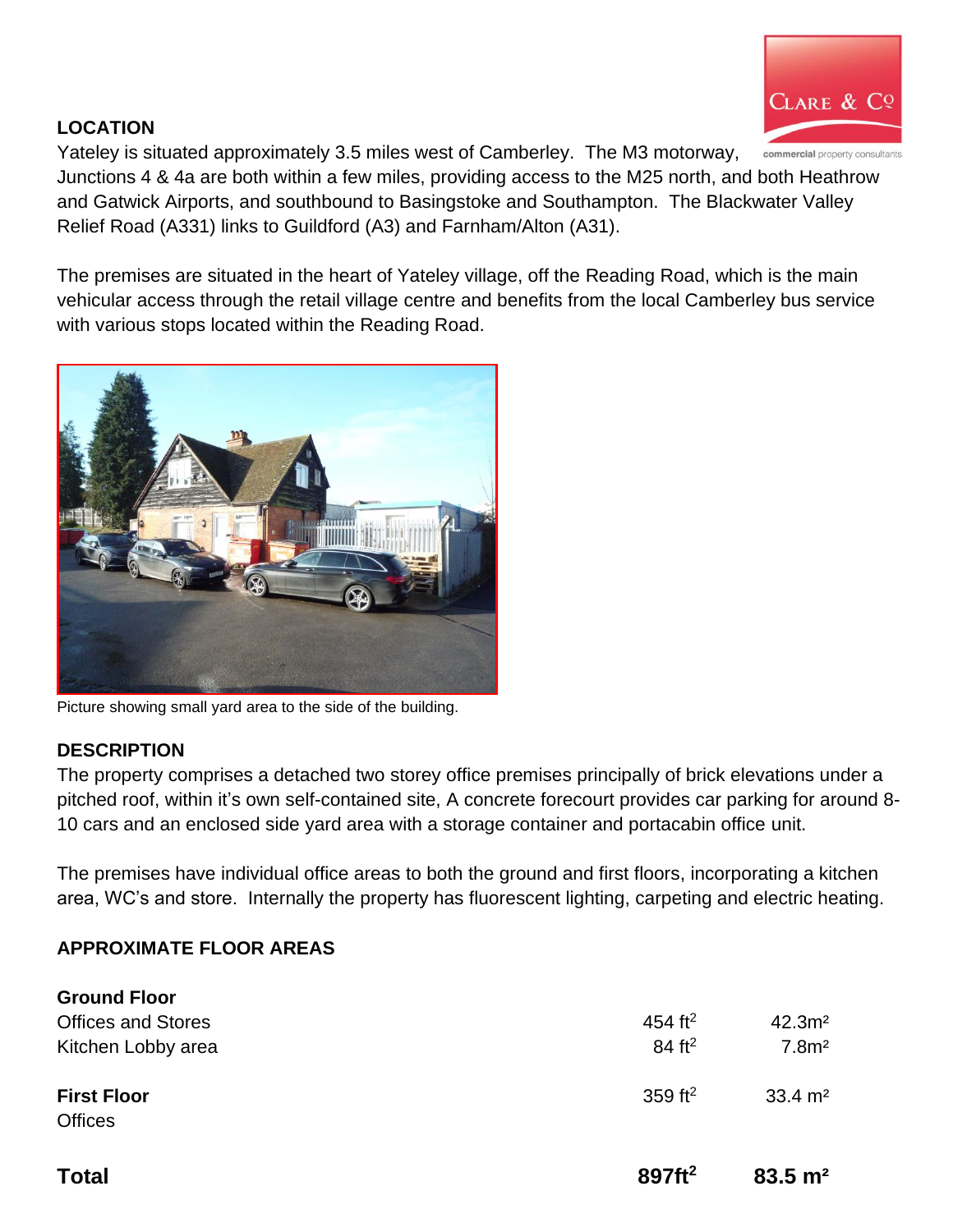## LOCATION

Yateley is situated approximately 3.5 miles west of Camberley. The M3 motorway, Junctions 4 & 4a are both within a few miles, providing access to the M25 north, and both Heathrow and Gatwick Airports, and southbound to Basingstoke and Southampton. The Blackwater Valley Relief Road (A331) links to Guildford (A3) and Farnham/Alton (A31).

The premises are situated in the heart of Yateley village, off the Reading Road, which is the main vehicular access through the retail village centre and benefits from the local Camberley bus service with various stops located within the Reading Road.

Picture showing small yard area to the side of the building.

## DESCRIPTION

The property comprises a detached two storey office premises principally of brick elevations under a pitched roof, within it's own self-contained site, A concrete forecourt provides car parking for around 8-10 cars and an enclosed side yard area with a storage container and portacabin office unit.

The premises have individual office areas to both the ground and first floors, incorporating a kitchen area, WC's and store. Internally the property has fluorescent lighting, carpeting and electric heating.

## APPROXIMATE FLOOR AREAS

| | | |
|---|---|---|
| **Ground Floor** | | |
| Offices and Stores | 454 ft$^2$ | 42.3m$^2$ |
| Kitchen Lobby area | 84 ft$^2$ | 7.8m$^2$ |
| **First Floor** | 359 ft$^2$ | 33.4 m$^2$ |
| Offices | | |
| **Total** | **897ft$^2$** | **83.5 m$^2$** |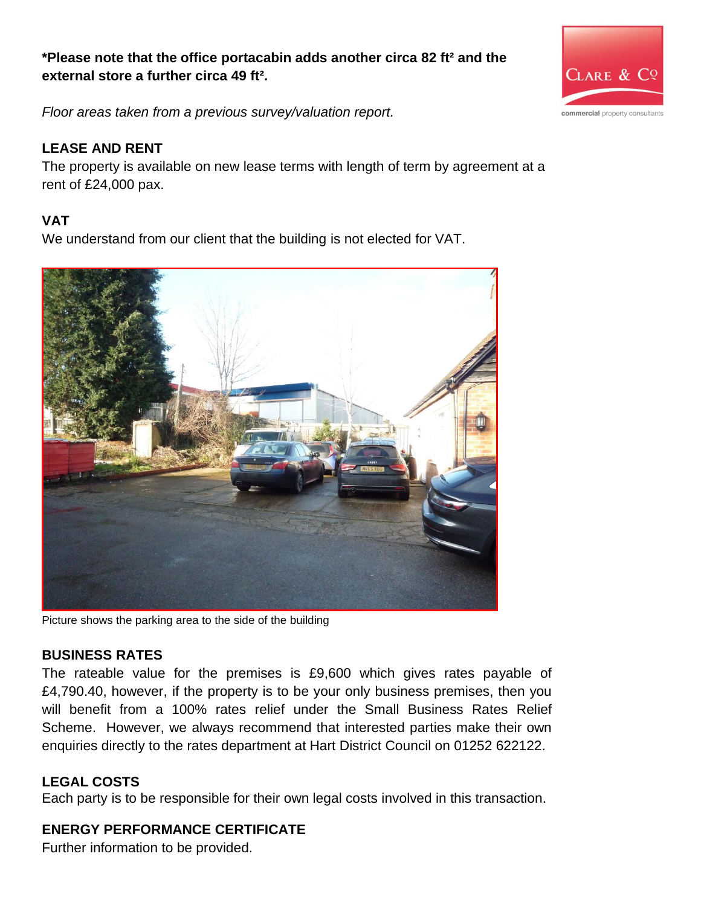**\*Please note that the office portacabin adds another circa 82 ft² and the external store a further circa 49 ft².**

*Floor areas taken from a previous survey/valuation report.*

## LEASE AND RENT

The property is available on new lease terms with length of term by agreement at a rent of £24,000 pax.

## VAT

We understand from our client that the building is not elected for VAT.

Picture shows the parking area to the side of the building

## BUSINESS RATES

The rateable value for the premises is £9,600 which gives rates payable of £4,790.40, however, if the property is to be your only business premises, then you will benefit from a 100% rates relief under the Small Business Rates Relief Scheme. However, we always recommend that interested parties make their own enquiries directly to the rates department at Hart District Council on 01252 622122.

## LEGAL COSTS

Each party is to be responsible for their own legal costs involved in this transaction.

## ENERGY PERFORMANCE CERTIFICATE

Further information to be provided.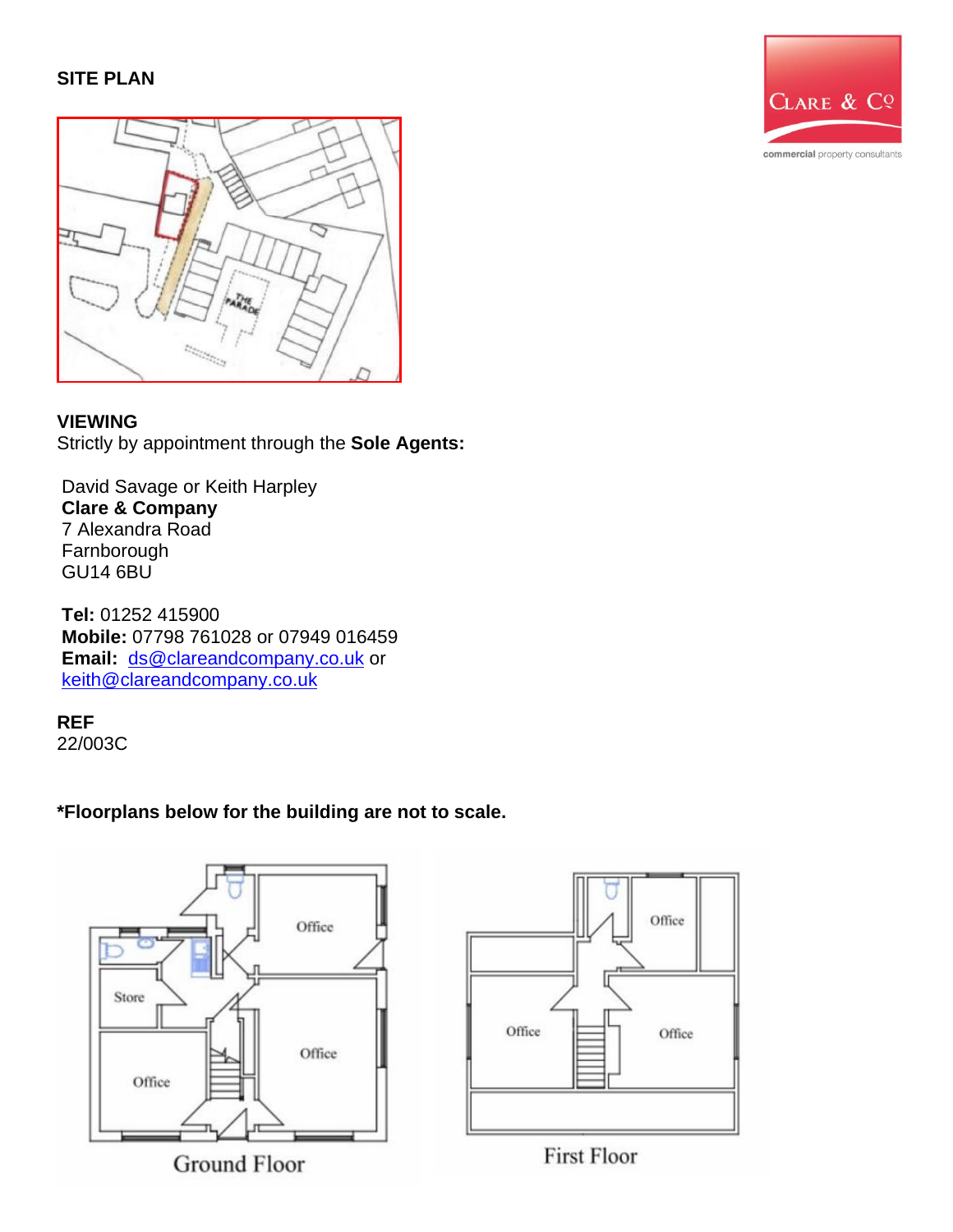## SITE PLAN

## VIEWING

Strictly by appointment through the **Sole Agents:**

David Savage or Keith Harpley
**Clare & Company**
7 Alexandra Road
Farnborough
GU14 6BU

**Tel:** 01252 415900
**Mobile:** 07798 761028 or 07949 016459
**Email:** ds@clareandcompany.co.uk or keith@clareandcompany.co.uk

## REF

22/003C

**\*Floorplans below for the building are not to scale.**

Ground Floor

First Floor